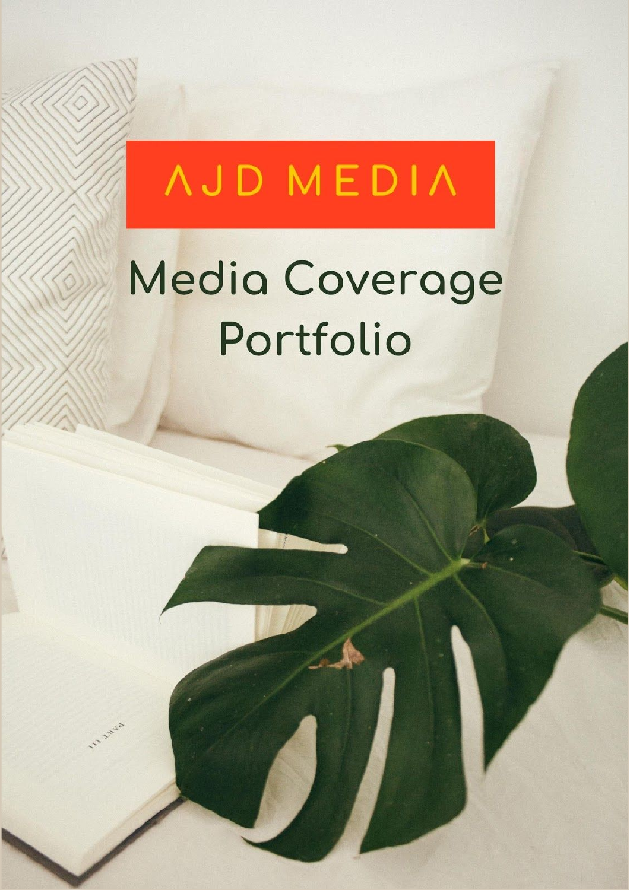# AJD MEDIA

## Media Coverage Portfolio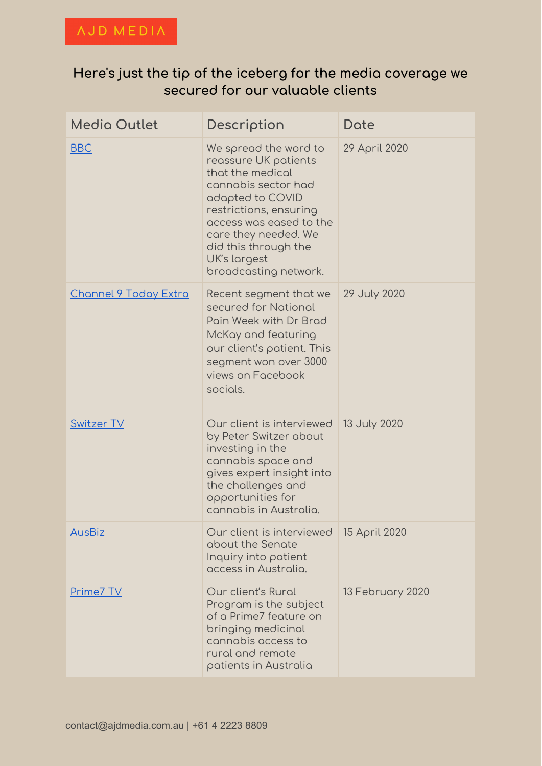AJD MEDIA

## Here's just the tip of the iceberg for the media coverage we secured for our valuable clients

| Media Outlet | Description | Date |
|---|---|---|
| BBC | We spread the word to reassure UK patients that the medical cannabis sector had adapted to COVID restrictions, ensuring access was eased to the care they needed. We did this through the UK's largest broadcasting network. | 29 April 2020 |
| Channel 9 Today Extra | Recent segment that we secured for National Pain Week with Dr Brad McKay and featuring our client's patient. This segment won over 3000 views on Facebook socials. | 29 July 2020 |
| Switzer TV | Our client is interviewed by Peter Switzer about investing in the cannabis space and gives expert insight into the challenges and opportunities for cannabis in Australia. | 13 July 2020 |
| AusBiz | Our client is interviewed about the Senate Inquiry into patient access in Australia. | 15 April 2020 |
| Prime7 TV | Our client's Rural Program is the subject of a Prime7 feature on bringing medicinal cannabis access to rural and remote patients in Australia | 13 February 2020 |

contact@ajdmedia.com.au | +61 4 2223 8809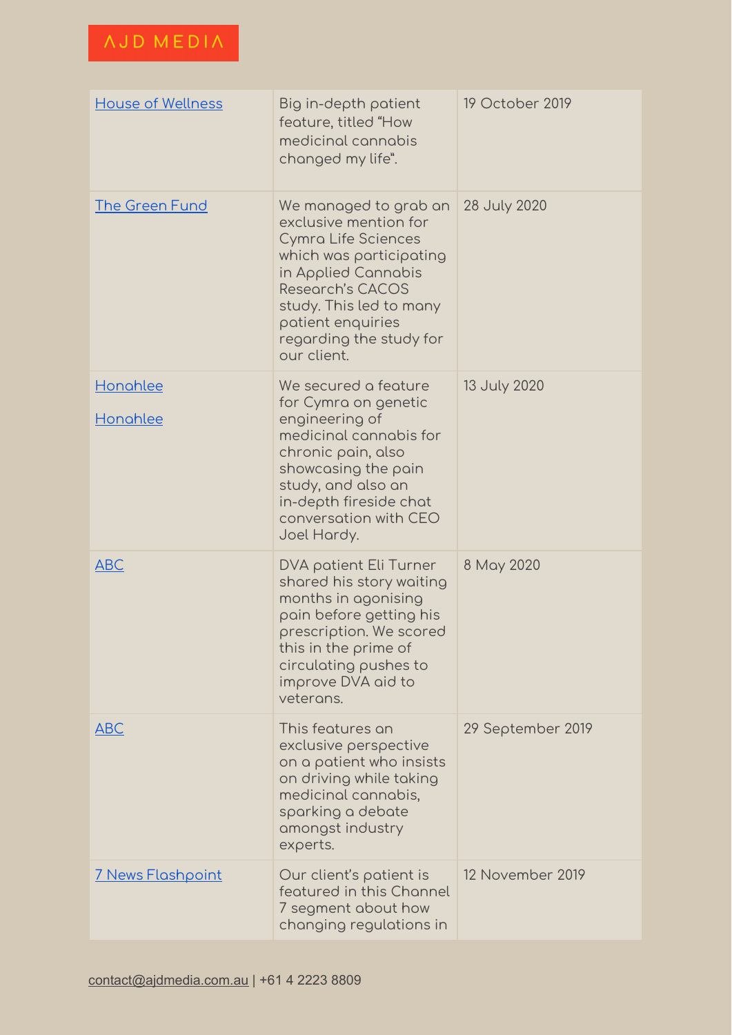| | | |
|---|---|---|
| House of Wellness | Big in-depth patient feature, titled "How medicinal cannabis changed my life". | 19 October 2019 |
| The Green Fund | We managed to grab an exclusive mention for Cymra Life Sciences which was participating in Applied Cannabis Research's CACOS study. This led to many patient enquiries regarding the study for our client. | 28 July 2020 |
| Honahlee<br><br>Honahlee | We secured a feature for Cymra on genetic engineering of medicinal cannabis for chronic pain, also showcasing the pain study, and also an in-depth fireside chat conversation with CEO Joel Hardy. | 13 July 2020 |
| ABC | DVA patient Eli Turner shared his story waiting months in agonising pain before getting his prescription. We scored this in the prime of circulating pushes to improve DVA aid to veterans. | 8 May 2020 |
| ABC | This features an exclusive perspective on a patient who insists on driving while taking medicinal cannabis, sparking a debate amongst industry experts. | 29 September 2019 |
| 7 News Flashpoint | Our client's patient is featured in this Channel 7 segment about how changing regulations in | 12 November 2019 |

contact@ajdmedia.com.au | +61 4 2223 8809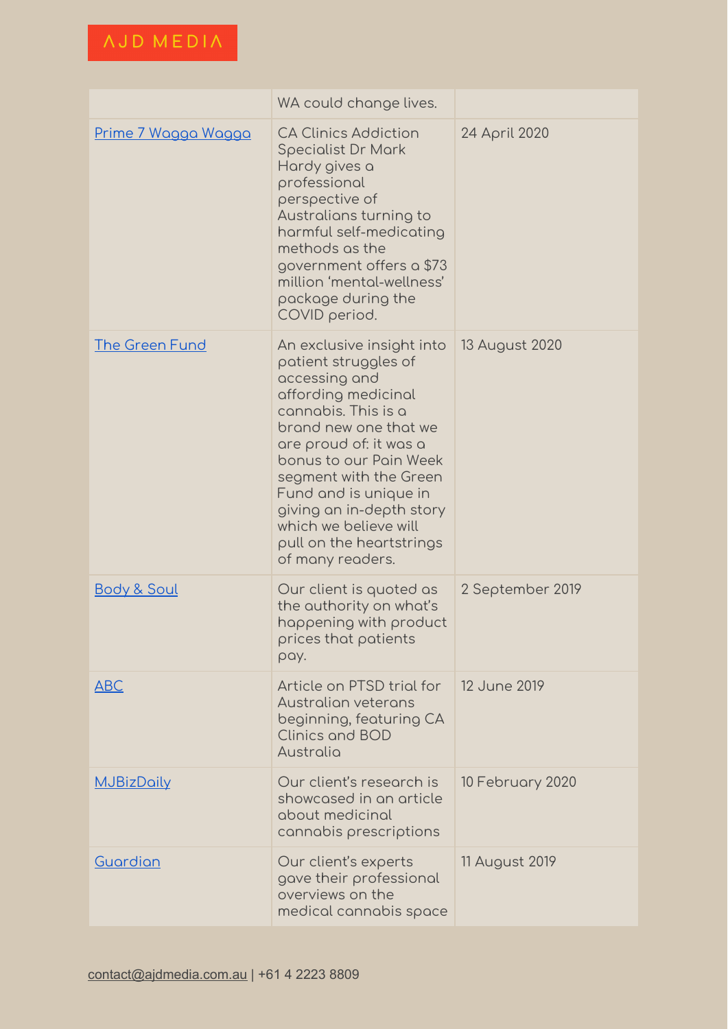| | | |
|---|---|---|
| | WA could change lives. | |
| [Prime 7 Wagga Wagga]() | CA Clinics Addiction Specialist Dr Mark Hardy gives a professional perspective of Australians turning to harmful self-medicating methods as the government offers a $73 million 'mental-wellness' package during the COVID period. | 24 April 2020 |
| [The Green Fund]() | An exclusive insight into patient struggles of accessing and affording medicinal cannabis. This is a brand new one that we are proud of: it was a bonus to our Pain Week segment with the Green Fund and is unique in giving an in-depth story which we believe will pull on the heartstrings of many readers. | 13 August 2020 |
| [Body & Soul]() | Our client is quoted as the authority on what's happening with product prices that patients pay. | 2 September 2019 |
| [ABC]() | Article on PTSD trial for Australian veterans beginning, featuring CA Clinics and BOD Australia | 12 June 2019 |
| [MJBizDaily]() | Our client's research is showcased in an article about medicinal cannabis prescriptions | 10 February 2020 |
| [Guardian]() | Our client's experts gave their professional overviews on the medical cannabis space | 11 August 2019 |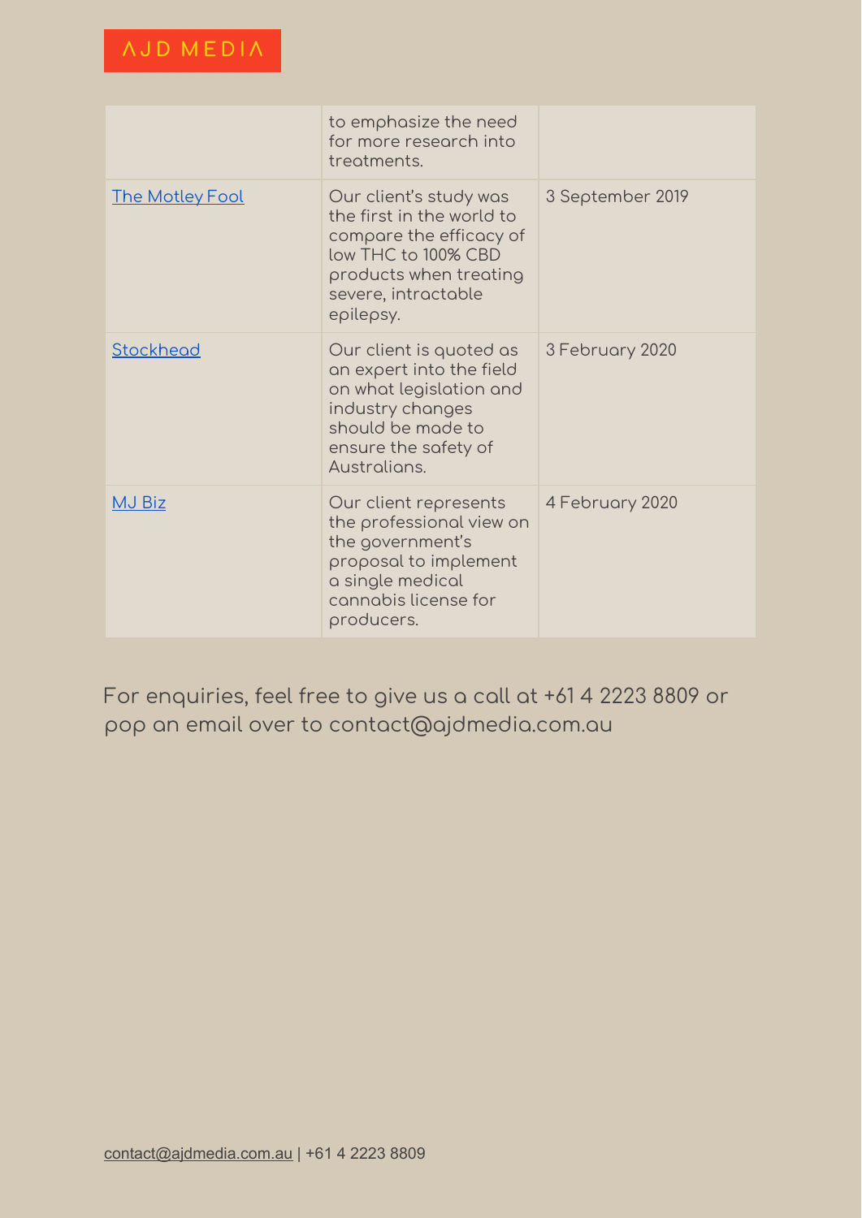| | | |
|---|---|---|
| | to emphasize the need for more research into treatments. | |
| The Motley Fool | Our client's study was the first in the world to compare the efficacy of low THC to 100% CBD products when treating severe, intractable epilepsy. | 3 September 2019 |
| Stockhead | Our client is quoted as an expert into the field on what legislation and industry changes should be made to ensure the safety of Australians. | 3 February 2020 |
| MJ Biz | Our client represents the professional view on the government's proposal to implement a single medical cannabis license for producers. | 4 February 2020 |

For enquiries, feel free to give us a call at +61 4 2223 8809 or pop an email over to contact@ajdmedia.com.au